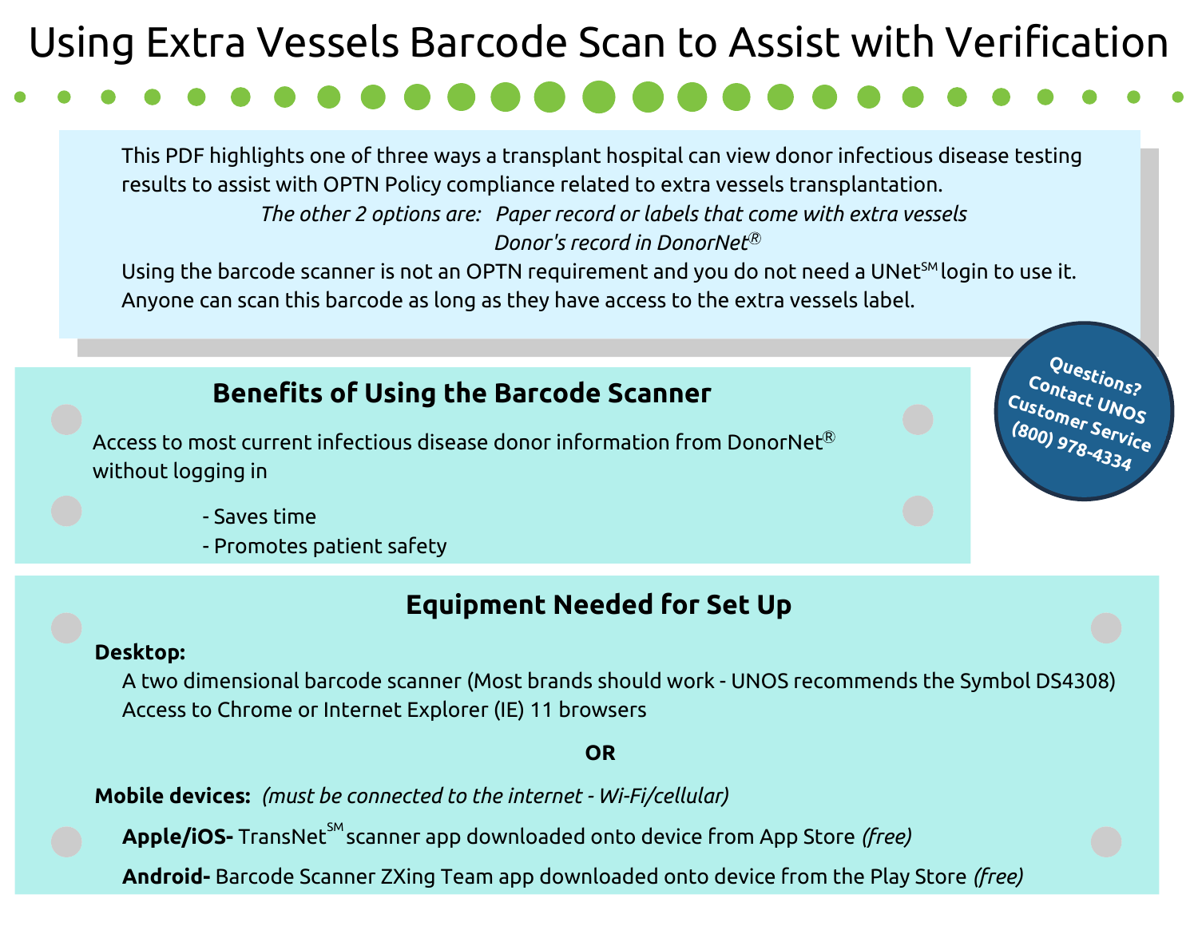# Using Extra Vessels Barcode Scan to Assist with Verification

This PDF highlights one of three ways a transplant hospital can view donor infectious disease testing results to assist with OPTN Policy compliance related to extra vessels transplantation.

*The other 2 options are: Paper record or labels that come with extra vessels*
*Donor's record in DonorNet®*

Using the barcode scanner is not an OPTN requirement and you do not need a UNet℠ login to use it. Anyone can scan this barcode as long as they have access to the extra vessels label.

**Questions? Contact UNOS Customer Service (800) 978-4334**

## Benefits of Using the Barcode Scanner

Access to most current infectious disease donor information from DonorNet® without logging in

- Saves time
- Promotes patient safety

## Equipment Needed for Set Up

**Desktop:**

A two dimensional barcode scanner (Most brands should work - UNOS recommends the Symbol DS4308)
Access to Chrome or Internet Explorer (IE) 11 browsers

**OR**

**Mobile devices:** *(must be connected to the internet - Wi-Fi/cellular)*

**Apple/iOS-** TransNet℠ scanner app downloaded onto device from App Store *(free)*

**Android-** Barcode Scanner ZXing Team app downloaded onto device from the Play Store *(free)*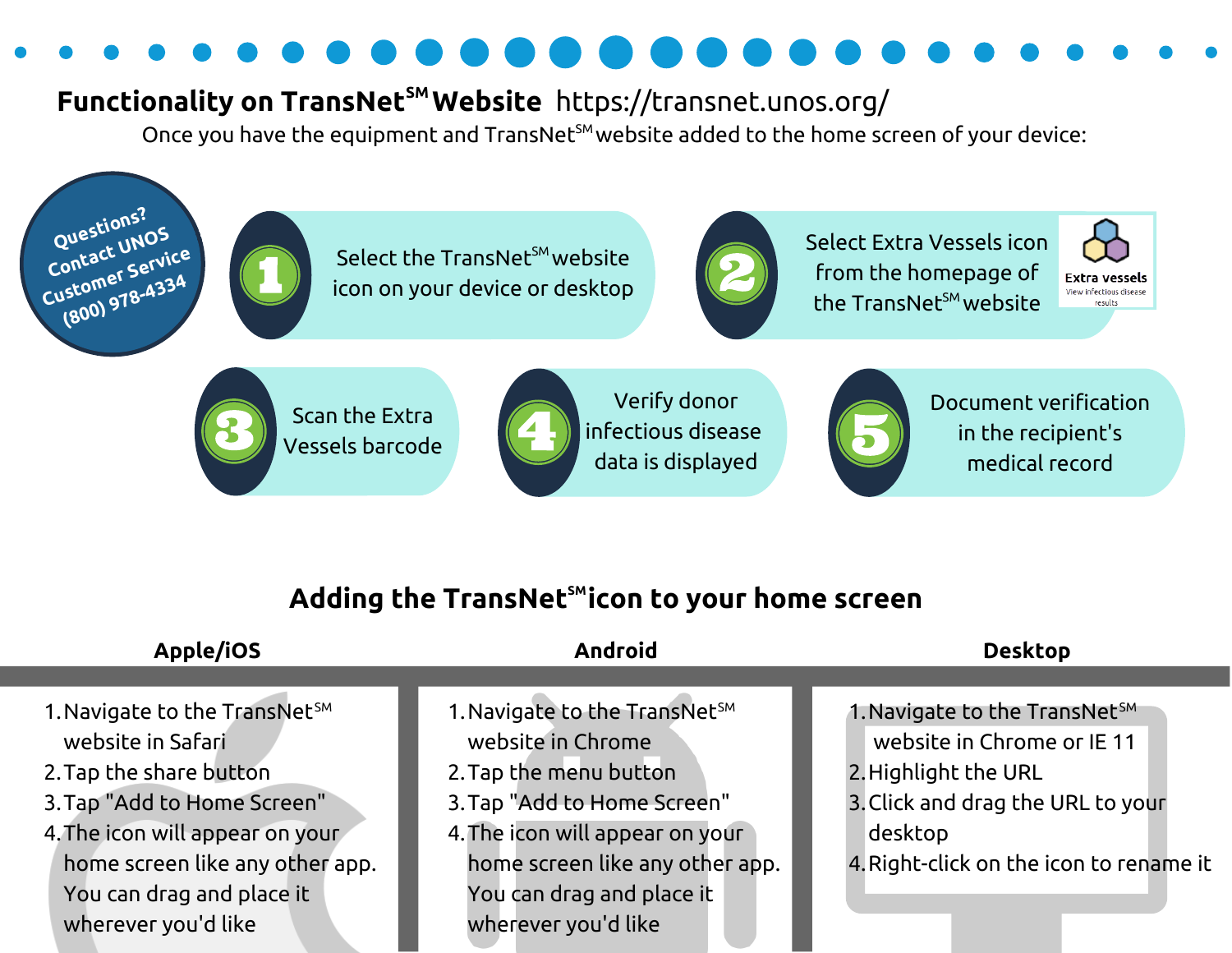## Functionality on TransNet℠ Website https://transnet.unos.org/

Once you have the equipment and TransNet℠ website added to the home screen of your device:

**Questions? Contact UNOS Customer Service (800) 978-4334**

1. Select the TransNet℠ website icon on your device or desktop
2. Select Extra Vessels icon from the homepage of the TransNet℠ website (Extra vessels – View infectious disease results)
3. Scan the Extra Vessels barcode
4. Verify donor infectious disease data is displayed
5. Document verification in the recipient's medical record

## Adding the TransNet℠ icon to your home screen

### Apple/iOS

1. Navigate to the TransNet℠ website in Safari
2. Tap the share button
3. Tap "Add to Home Screen"
4. The icon will appear on your home screen like any other app. You can drag and place it wherever you'd like

### Android

1. Navigate to the TransNet℠ website in Chrome
2. Tap the menu button
3. Tap "Add to Home Screen"
4. The icon will appear on your home screen like any other app. You can drag and place it wherever you'd like

### Desktop

1. Navigate to the TransNet℠ website in Chrome or IE 11
2. Highlight the URL
3. Click and drag the URL to your desktop
4. Right-click on the icon to rename it